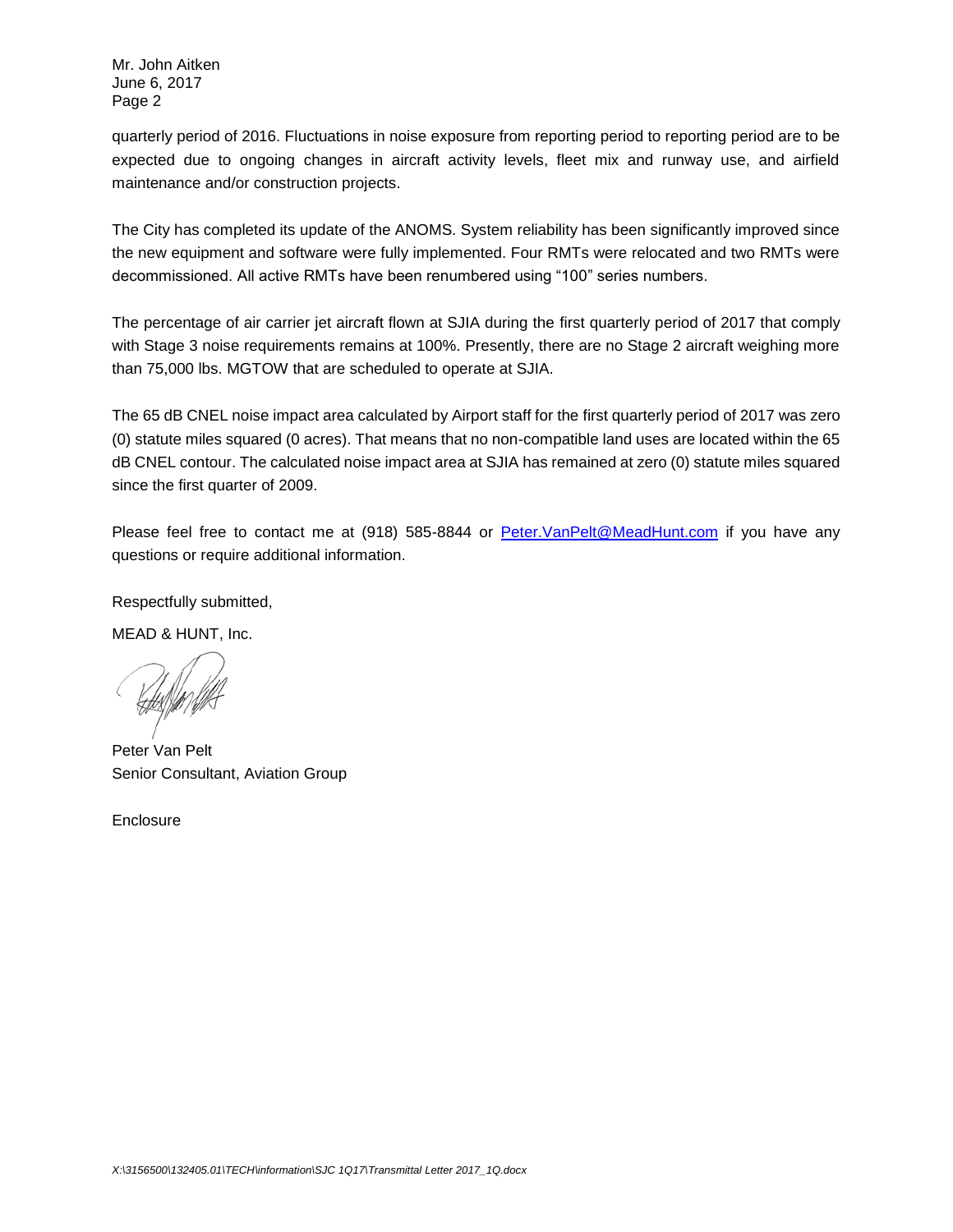Mr. John Aitken
June 6, 2017
Page 2

quarterly period of 2016. Fluctuations in noise exposure from reporting period to reporting period are to be expected due to ongoing changes in aircraft activity levels, fleet mix and runway use, and airfield maintenance and/or construction projects.

The City has completed its update of the ANOMS. System reliability has been significantly improved since the new equipment and software were fully implemented. Four RMTs were relocated and two RMTs were decommissioned. All active RMTs have been renumbered using "100" series numbers.

The percentage of air carrier jet aircraft flown at SJIA during the first quarterly period of 2017 that comply with Stage 3 noise requirements remains at 100%. Presently, there are no Stage 2 aircraft weighing more than 75,000 lbs. MGTOW that are scheduled to operate at SJIA.

The 65 dB CNEL noise impact area calculated by Airport staff for the first quarterly period of 2017 was zero (0) statute miles squared (0 acres). That means that no non-compatible land uses are located within the 65 dB CNEL contour. The calculated noise impact area at SJIA has remained at zero (0) statute miles squared since the first quarter of 2009.

Please feel free to contact me at (918) 585-8844 or Peter.VanPelt@MeadHunt.com if you have any questions or require additional information.

Respectfully submitted,

MEAD & HUNT, Inc.

Peter Van Pelt
Senior Consultant, Aviation Group

Enclosure

*X:\3156500\132405.01\TECH\information\SJC 1Q17\Transmittal Letter 2017_1Q.docx*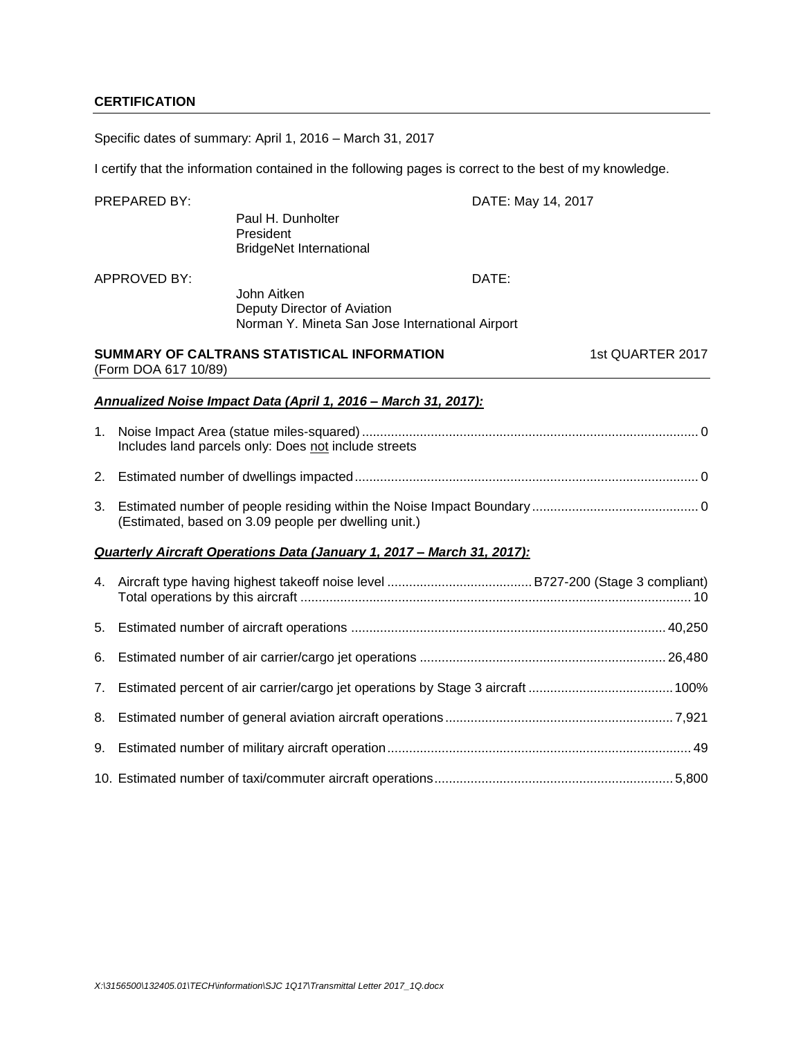## CERTIFICATION

Specific dates of summary: April 1, 2016 – March 31, 2017

I certify that the information contained in the following pages is correct to the best of my knowledge.

PREPARED BY: Paul H. Dunholter, President, BridgeNet International — DATE: May 14, 2017

APPROVED BY: John Aitken, Deputy Director of Aviation, Norman Y. Mineta San Jose International Airport — DATE:

## SUMMARY OF CALTRANS STATISTICAL INFORMATION — 1st QUARTER 2017

(Form DOA 617 10/89)

### ***Annualized Noise Impact Data (April 1, 2016 – March 31, 2017):***

1. Noise Impact Area (statue miles-squared) ............ 0
   Includes land parcels only: Does not include streets

2. Estimated number of dwellings impacted ............ 0

3. Estimated number of people residing within the Noise Impact Boundary ............ 0
   (Estimated, based on 3.09 people per dwelling unit.)

### ***Quarterly Aircraft Operations Data (January 1, 2017 – March 31, 2017):***

4. Aircraft type having highest takeoff noise level ............ B727-200 (Stage 3 compliant)
   Total operations by this aircraft ............ 10

5. Estimated number of aircraft operations ............ 40,250

6. Estimated number of air carrier/cargo jet operations ............ 26,480

7. Estimated percent of air carrier/cargo jet operations by Stage 3 aircraft ............ 100%

8. Estimated number of general aviation aircraft operations ............ 7,921

9. Estimated number of military aircraft operation ............ 49

10. Estimated number of taxi/commuter aircraft operations ............ 5,800

*X:\3156500\132405.01\TECH\information\SJC 1Q17\Transmittal Letter 2017_1Q.docx*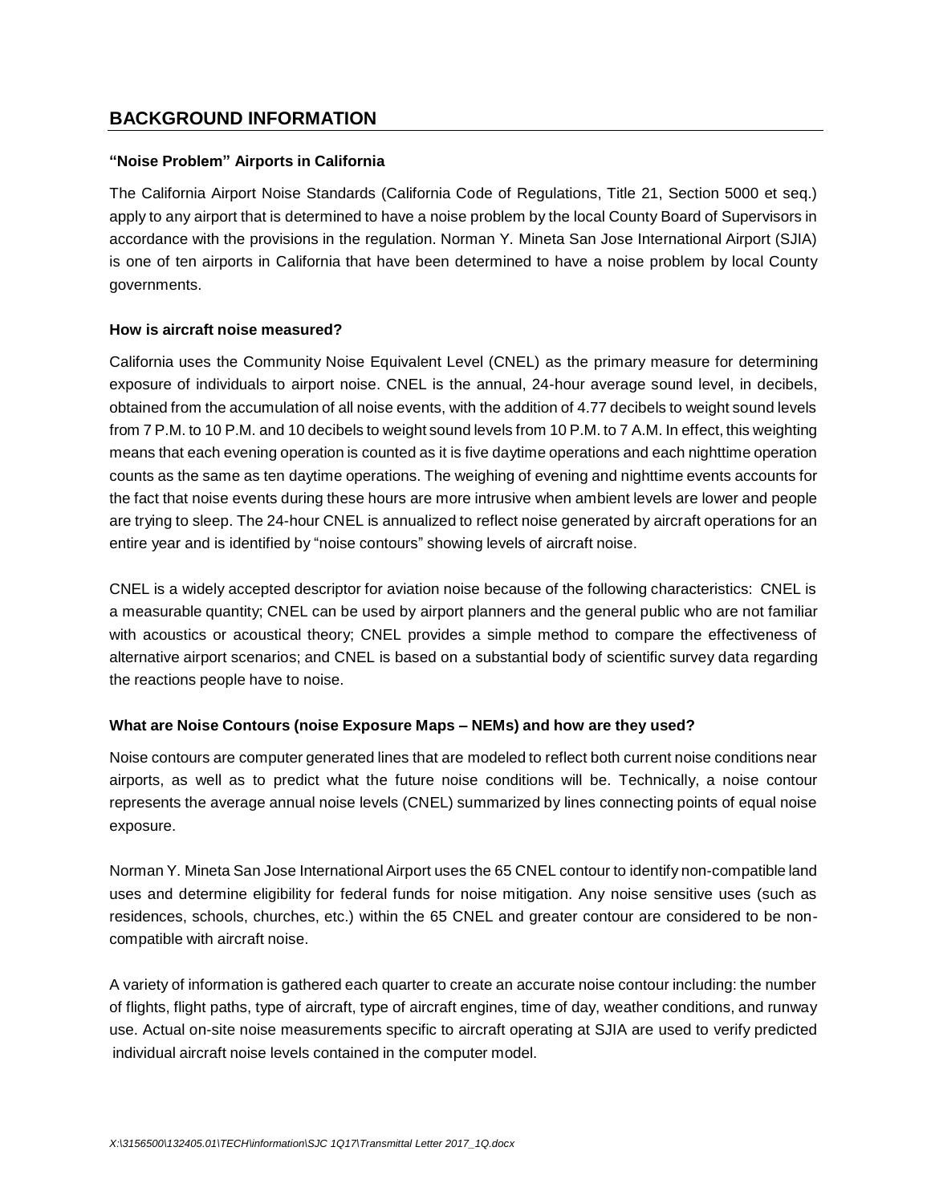## BACKGROUND INFORMATION

**"Noise Problem" Airports in California**

The California Airport Noise Standards (California Code of Regulations, Title 21, Section 5000 et seq.) apply to any airport that is determined to have a noise problem by the local County Board of Supervisors in accordance with the provisions in the regulation. Norman Y. Mineta San Jose International Airport (SJIA) is one of ten airports in California that have been determined to have a noise problem by local County governments.

**How is aircraft noise measured?**

California uses the Community Noise Equivalent Level (CNEL) as the primary measure for determining exposure of individuals to airport noise. CNEL is the annual, 24-hour average sound level, in decibels, obtained from the accumulation of all noise events, with the addition of 4.77 decibels to weight sound levels from 7 P.M. to 10 P.M. and 10 decibels to weight sound levels from 10 P.M. to 7 A.M. In effect, this weighting means that each evening operation is counted as it is five daytime operations and each nighttime operation counts as the same as ten daytime operations. The weighing of evening and nighttime events accounts for the fact that noise events during these hours are more intrusive when ambient levels are lower and people are trying to sleep. The 24-hour CNEL is annualized to reflect noise generated by aircraft operations for an entire year and is identified by "noise contours" showing levels of aircraft noise.

CNEL is a widely accepted descriptor for aviation noise because of the following characteristics: CNEL is a measurable quantity; CNEL can be used by airport planners and the general public who are not familiar with acoustics or acoustical theory; CNEL provides a simple method to compare the effectiveness of alternative airport scenarios; and CNEL is based on a substantial body of scientific survey data regarding the reactions people have to noise.

**What are Noise Contours (noise Exposure Maps – NEMs) and how are they used?**

Noise contours are computer generated lines that are modeled to reflect both current noise conditions near airports, as well as to predict what the future noise conditions will be. Technically, a noise contour represents the average annual noise levels (CNEL) summarized by lines connecting points of equal noise exposure.

Norman Y. Mineta San Jose International Airport uses the 65 CNEL contour to identify non-compatible land uses and determine eligibility for federal funds for noise mitigation. Any noise sensitive uses (such as residences, schools, churches, etc.) within the 65 CNEL and greater contour are considered to be non-compatible with aircraft noise.

A variety of information is gathered each quarter to create an accurate noise contour including: the number of flights, flight paths, type of aircraft, type of aircraft engines, time of day, weather conditions, and runway use. Actual on-site noise measurements specific to aircraft operating at SJIA are used to verify predicted individual aircraft noise levels contained in the computer model.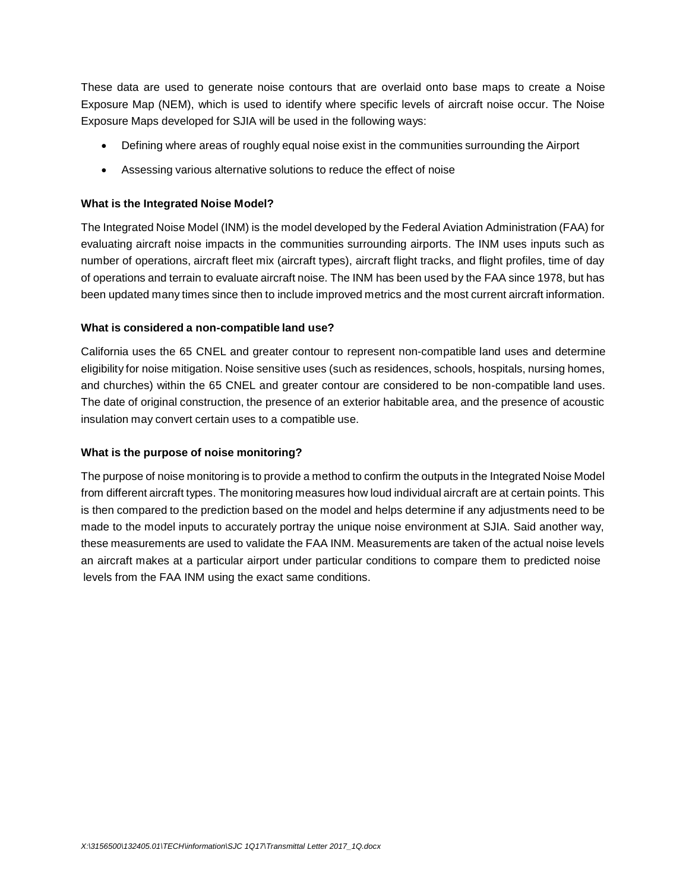These data are used to generate noise contours that are overlaid onto base maps to create a Noise Exposure Map (NEM), which is used to identify where specific levels of aircraft noise occur. The Noise Exposure Maps developed for SJIA will be used in the following ways:

- Defining where areas of roughly equal noise exist in the communities surrounding the Airport
- Assessing various alternative solutions to reduce the effect of noise

**What is the Integrated Noise Model?**

The Integrated Noise Model (INM) is the model developed by the Federal Aviation Administration (FAA) for evaluating aircraft noise impacts in the communities surrounding airports. The INM uses inputs such as number of operations, aircraft fleet mix (aircraft types), aircraft flight tracks, and flight profiles, time of day of operations and terrain to evaluate aircraft noise. The INM has been used by the FAA since 1978, but has been updated many times since then to include improved metrics and the most current aircraft information.

**What is considered a non-compatible land use?**

California uses the 65 CNEL and greater contour to represent non-compatible land uses and determine eligibility for noise mitigation. Noise sensitive uses (such as residences, schools, hospitals, nursing homes, and churches) within the 65 CNEL and greater contour are considered to be non-compatible land uses. The date of original construction, the presence of an exterior habitable area, and the presence of acoustic insulation may convert certain uses to a compatible use.

**What is the purpose of noise monitoring?**

The purpose of noise monitoring is to provide a method to confirm the outputs in the Integrated Noise Model from different aircraft types. The monitoring measures how loud individual aircraft are at certain points. This is then compared to the prediction based on the model and helps determine if any adjustments need to be made to the model inputs to accurately portray the unique noise environment at SJIA. Said another way, these measurements are used to validate the FAA INM. Measurements are taken of the actual noise levels an aircraft makes at a particular airport under particular conditions to compare them to predicted noise levels from the FAA INM using the exact same conditions.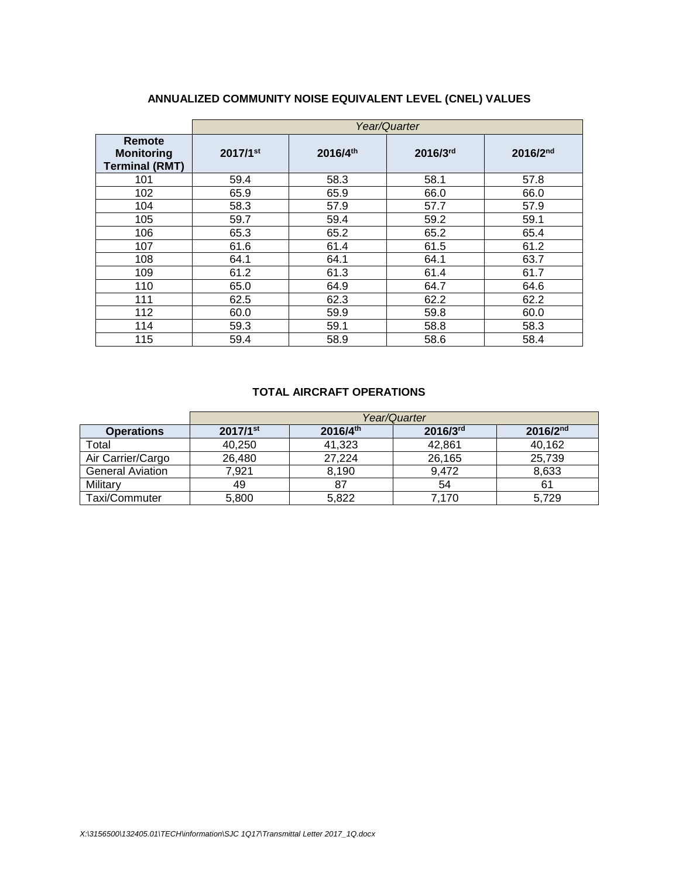## ANNUALIZED COMMUNITY NOISE EQUIVALENT LEVEL (CNEL) VALUES

| | *Year/Quarter* | | | |
|---|---|---|---|---|
| **Remote Monitoring Terminal (RMT)** | **2017/1st** | **2016/4th** | **2016/3rd** | **2016/2nd** |
| 101 | 59.4 | 58.3 | 58.1 | 57.8 |
| 102 | 65.9 | 65.9 | 66.0 | 66.0 |
| 104 | 58.3 | 57.9 | 57.7 | 57.9 |
| 105 | 59.7 | 59.4 | 59.2 | 59.1 |
| 106 | 65.3 | 65.2 | 65.2 | 65.4 |
| 107 | 61.6 | 61.4 | 61.5 | 61.2 |
| 108 | 64.1 | 64.1 | 64.1 | 63.7 |
| 109 | 61.2 | 61.3 | 61.4 | 61.7 |
| 110 | 65.0 | 64.9 | 64.7 | 64.6 |
| 111 | 62.5 | 62.3 | 62.2 | 62.2 |
| 112 | 60.0 | 59.9 | 59.8 | 60.0 |
| 114 | 59.3 | 59.1 | 58.8 | 58.3 |
| 115 | 59.4 | 58.9 | 58.6 | 58.4 |

## TOTAL AIRCRAFT OPERATIONS

| | *Year/Quarter* | | | |
|---|---|---|---|---|
| **Operations** | **2017/1st** | **2016/4th** | **2016/3rd** | **2016/2nd** |
| Total | 40,250 | 41,323 | 42,861 | 40,162 |
| Air Carrier/Cargo | 26,480 | 27,224 | 26,165 | 25,739 |
| General Aviation | 7,921 | 8,190 | 9,472 | 8,633 |
| Military | 49 | 87 | 54 | 61 |
| Taxi/Commuter | 5,800 | 5,822 | 7,170 | 5,729 |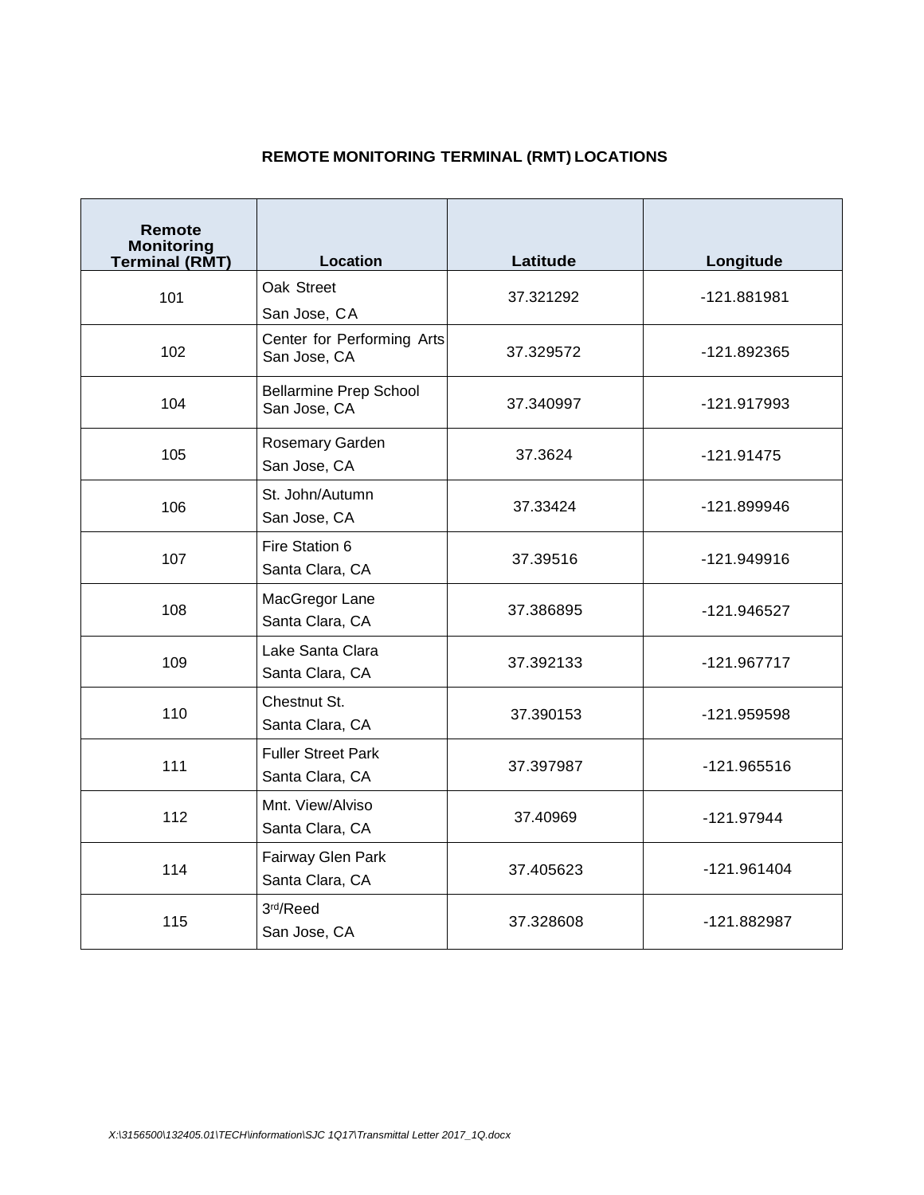## REMOTE MONITORING TERMINAL (RMT) LOCATIONS

| Remote Monitoring Terminal (RMT) | Location | Latitude | Longitude |
|---|---|---|---|
| 101 | Oak Street San Jose, CA | 37.321292 | -121.881981 |
| 102 | Center for Performing Arts San Jose, CA | 37.329572 | -121.892365 |
| 104 | Bellarmine Prep School San Jose, CA | 37.340997 | -121.917993 |
| 105 | Rosemary Garden San Jose, CA | 37.3624 | -121.91475 |
| 106 | St. John/Autumn San Jose, CA | 37.33424 | -121.899946 |
| 107 | Fire Station 6 Santa Clara, CA | 37.39516 | -121.949916 |
| 108 | MacGregor Lane Santa Clara, CA | 37.386895 | -121.946527 |
| 109 | Lake Santa Clara Santa Clara, CA | 37.392133 | -121.967717 |
| 110 | Chestnut St. Santa Clara, CA | 37.390153 | -121.959598 |
| 111 | Fuller Street Park Santa Clara, CA | 37.397987 | -121.965516 |
| 112 | Mnt. View/Alviso Santa Clara, CA | 37.40969 | -121.97944 |
| 114 | Fairway Glen Park Santa Clara, CA | 37.405623 | -121.961404 |
| 115 | 3rd/Reed San Jose, CA | 37.328608 | -121.882987 |

*X:\3156500\132405.01\TECH\information\SJC 1Q17\Transmittal Letter 2017_1Q.docx*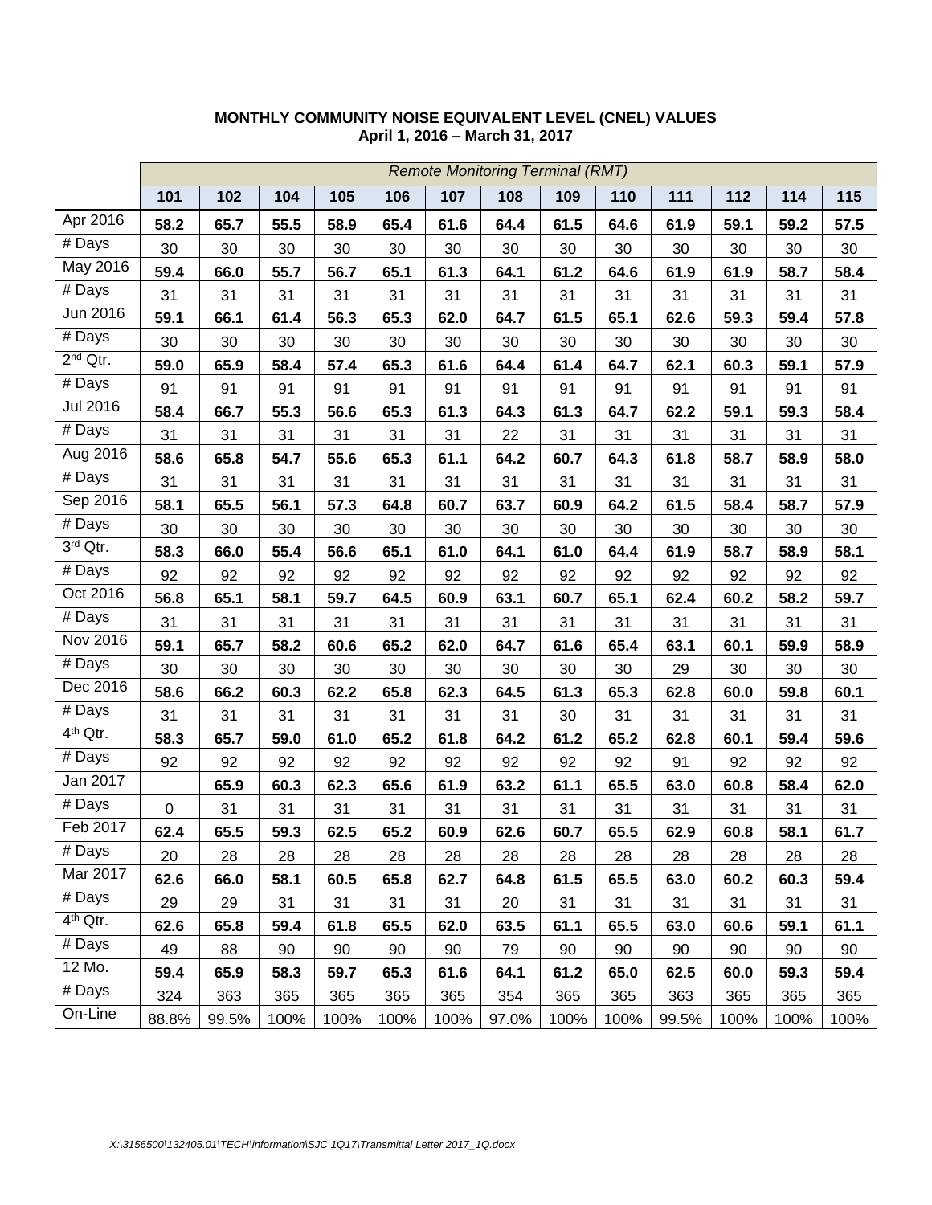**MONTHLY COMMUNITY NOISE EQUIVALENT LEVEL (CNEL) VALUES**
**April 1, 2016 – March 31, 2017**

| | *Remote Monitoring Terminal (RMT)* | | | | | | | | | | | | |
|---|---|---|---|---|---|---|---|---|---|---|---|---|---|
| | **101** | **102** | **104** | **105** | **106** | **107** | **108** | **109** | **110** | **111** | **112** | **114** | **115** |
| Apr 2016 | **58.2** | **65.7** | **55.5** | **58.9** | **65.4** | **61.6** | **64.4** | **61.5** | **64.6** | **61.9** | **59.1** | **59.2** | **57.5** |
| # Days | 30 | 30 | 30 | 30 | 30 | 30 | 30 | 30 | 30 | 30 | 30 | 30 | 30 |
| May 2016 | **59.4** | **66.0** | **55.7** | **56.7** | **65.1** | **61.3** | **64.1** | **61.2** | **64.6** | **61.9** | **61.9** | **58.7** | **58.4** |
| # Days | 31 | 31 | 31 | 31 | 31 | 31 | 31 | 31 | 31 | 31 | 31 | 31 | 31 |
| Jun 2016 | **59.1** | **66.1** | **61.4** | **56.3** | **65.3** | **62.0** | **64.7** | **61.5** | **65.1** | **62.6** | **59.3** | **59.4** | **57.8** |
| # Days | 30 | 30 | 30 | 30 | 30 | 30 | 30 | 30 | 30 | 30 | 30 | 30 | 30 |
| 2nd Qtr. | **59.0** | **65.9** | **58.4** | **57.4** | **65.3** | **61.6** | **64.4** | **61.4** | **64.7** | **62.1** | **60.3** | **59.1** | **57.9** |
| # Days | 91 | 91 | 91 | 91 | 91 | 91 | 91 | 91 | 91 | 91 | 91 | 91 | 91 |
| Jul 2016 | **58.4** | **66.7** | **55.3** | **56.6** | **65.3** | **61.3** | **64.3** | **61.3** | **64.7** | **62.2** | **59.1** | **59.3** | **58.4** |
| # Days | 31 | 31 | 31 | 31 | 31 | 31 | 22 | 31 | 31 | 31 | 31 | 31 | 31 |
| Aug 2016 | **58.6** | **65.8** | **54.7** | **55.6** | **65.3** | **61.1** | **64.2** | **60.7** | **64.3** | **61.8** | **58.7** | **58.9** | **58.0** |
| # Days | 31 | 31 | 31 | 31 | 31 | 31 | 31 | 31 | 31 | 31 | 31 | 31 | 31 |
| Sep 2016 | **58.1** | **65.5** | **56.1** | **57.3** | **64.8** | **60.7** | **63.7** | **60.9** | **64.2** | **61.5** | **58.4** | **58.7** | **57.9** |
| # Days | 30 | 30 | 30 | 30 | 30 | 30 | 30 | 30 | 30 | 30 | 30 | 30 | 30 |
| 3rd Qtr. | **58.3** | **66.0** | **55.4** | **56.6** | **65.1** | **61.0** | **64.1** | **61.0** | **64.4** | **61.9** | **58.7** | **58.9** | **58.1** |
| # Days | 92 | 92 | 92 | 92 | 92 | 92 | 92 | 92 | 92 | 92 | 92 | 92 | 92 |
| Oct 2016 | **56.8** | **65.1** | **58.1** | **59.7** | **64.5** | **60.9** | **63.1** | **60.7** | **65.1** | **62.4** | **60.2** | **58.2** | **59.7** |
| # Days | 31 | 31 | 31 | 31 | 31 | 31 | 31 | 31 | 31 | 31 | 31 | 31 | 31 |
| Nov 2016 | **59.1** | **65.7** | **58.2** | **60.6** | **65.2** | **62.0** | **64.7** | **61.6** | **65.4** | **63.1** | **60.1** | **59.9** | **58.9** |
| # Days | 30 | 30 | 30 | 30 | 30 | 30 | 30 | 30 | 30 | 29 | 30 | 30 | 30 |
| Dec 2016 | **58.6** | **66.2** | **60.3** | **62.2** | **65.8** | **62.3** | **64.5** | **61.3** | **65.3** | **62.8** | **60.0** | **59.8** | **60.1** |
| # Days | 31 | 31 | 31 | 31 | 31 | 31 | 31 | 30 | 31 | 31 | 31 | 31 | 31 |
| 4th Qtr. | **58.3** | **65.7** | **59.0** | **61.0** | **65.2** | **61.8** | **64.2** | **61.2** | **65.2** | **62.8** | **60.1** | **59.4** | **59.6** |
| # Days | 92 | 92 | 92 | 92 | 92 | 92 | 92 | 92 | 92 | 91 | 92 | 92 | 92 |
| Jan 2017 | | **65.9** | **60.3** | **62.3** | **65.6** | **61.9** | **63.2** | **61.1** | **65.5** | **63.0** | **60.8** | **58.4** | **62.0** |
| # Days | 0 | 31 | 31 | 31 | 31 | 31 | 31 | 31 | 31 | 31 | 31 | 31 | 31 |
| Feb 2017 | **62.4** | **65.5** | **59.3** | **62.5** | **65.2** | **60.9** | **62.6** | **60.7** | **65.5** | **62.9** | **60.8** | **58.1** | **61.7** |
| # Days | 20 | 28 | 28 | 28 | 28 | 28 | 28 | 28 | 28 | 28 | 28 | 28 | 28 |
| Mar 2017 | **62.6** | **66.0** | **58.1** | **60.5** | **65.8** | **62.7** | **64.8** | **61.5** | **65.5** | **63.0** | **60.2** | **60.3** | **59.4** |
| # Days | 29 | 29 | 31 | 31 | 31 | 31 | 20 | 31 | 31 | 31 | 31 | 31 | 31 |
| 4th Qtr. | **62.6** | **65.8** | **59.4** | **61.8** | **65.5** | **62.0** | **63.5** | **61.1** | **65.5** | **63.0** | **60.6** | **59.1** | **61.1** |
| # Days | 49 | 88 | 90 | 90 | 90 | 90 | 79 | 90 | 90 | 90 | 90 | 90 | 90 |
| 12 Mo. | **59.4** | **65.9** | **58.3** | **59.7** | **65.3** | **61.6** | **64.1** | **61.2** | **65.0** | **62.5** | **60.0** | **59.3** | **59.4** |
| # Days | 324 | 363 | 365 | 365 | 365 | 365 | 354 | 365 | 365 | 363 | 365 | 365 | 365 |
| On-Line | 88.8% | 99.5% | 100% | 100% | 100% | 100% | 97.0% | 100% | 100% | 99.5% | 100% | 100% | 100% |

*X:\3156500\132405.01\TECH\information\SJC 1Q17\Transmittal Letter 2017_1Q.docx*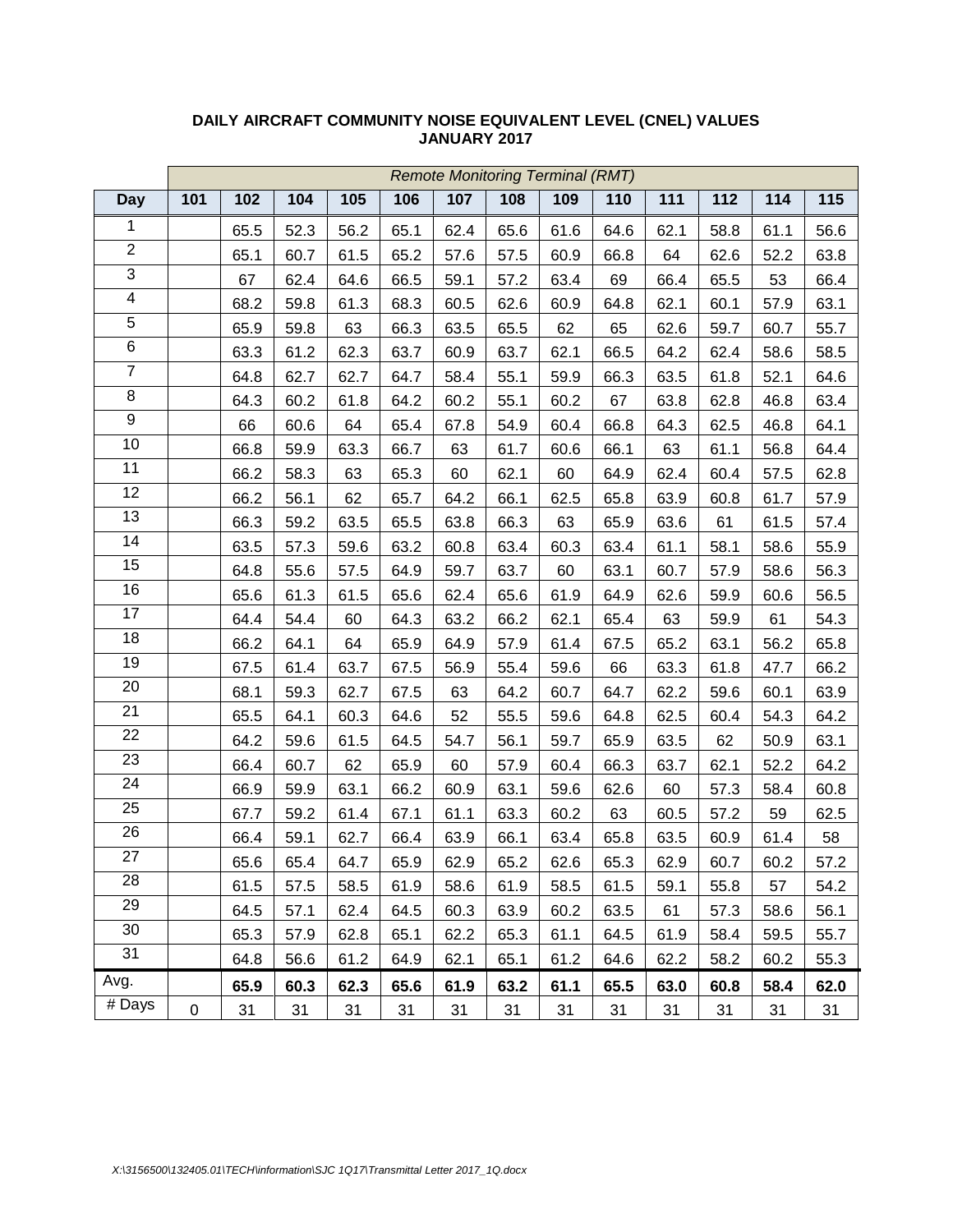**DAILY AIRCRAFT COMMUNITY NOISE EQUIVALENT LEVEL (CNEL) VALUES**
**JANUARY 2017**

| | *Remote Monitoring Terminal (RMT)* | | | | | | | | | | | | |
|---|---|---|---|---|---|---|---|---|---|---|---|---|---|
| **Day** | **101** | **102** | **104** | **105** | **106** | **107** | **108** | **109** | **110** | **111** | **112** | **114** | **115** |
| 1 | | 65.5 | 52.3 | 56.2 | 65.1 | 62.4 | 65.6 | 61.6 | 64.6 | 62.1 | 58.8 | 61.1 | 56.6 |
| 2 | | 65.1 | 60.7 | 61.5 | 65.2 | 57.6 | 57.5 | 60.9 | 66.8 | 64 | 62.6 | 52.2 | 63.8 |
| 3 | | 67 | 62.4 | 64.6 | 66.5 | 59.1 | 57.2 | 63.4 | 69 | 66.4 | 65.5 | 53 | 66.4 |
| 4 | | 68.2 | 59.8 | 61.3 | 68.3 | 60.5 | 62.6 | 60.9 | 64.8 | 62.1 | 60.1 | 57.9 | 63.1 |
| 5 | | 65.9 | 59.8 | 63 | 66.3 | 63.5 | 65.5 | 62 | 65 | 62.6 | 59.7 | 60.7 | 55.7 |
| 6 | | 63.3 | 61.2 | 62.3 | 63.7 | 60.9 | 63.7 | 62.1 | 66.5 | 64.2 | 62.4 | 58.6 | 58.5 |
| 7 | | 64.8 | 62.7 | 62.7 | 64.7 | 58.4 | 55.1 | 59.9 | 66.3 | 63.5 | 61.8 | 52.1 | 64.6 |
| 8 | | 64.3 | 60.2 | 61.8 | 64.2 | 60.2 | 55.1 | 60.2 | 67 | 63.8 | 62.8 | 46.8 | 63.4 |
| 9 | | 66 | 60.6 | 64 | 65.4 | 67.8 | 54.9 | 60.4 | 66.8 | 64.3 | 62.5 | 46.8 | 64.1 |
| 10 | | 66.8 | 59.9 | 63.3 | 66.7 | 63 | 61.7 | 60.6 | 66.1 | 63 | 61.1 | 56.8 | 64.4 |
| 11 | | 66.2 | 58.3 | 63 | 65.3 | 60 | 62.1 | 60 | 64.9 | 62.4 | 60.4 | 57.5 | 62.8 |
| 12 | | 66.2 | 56.1 | 62 | 65.7 | 64.2 | 66.1 | 62.5 | 65.8 | 63.9 | 60.8 | 61.7 | 57.9 |
| 13 | | 66.3 | 59.2 | 63.5 | 65.5 | 63.8 | 66.3 | 63 | 65.9 | 63.6 | 61 | 61.5 | 57.4 |
| 14 | | 63.5 | 57.3 | 59.6 | 63.2 | 60.8 | 63.4 | 60.3 | 63.4 | 61.1 | 58.1 | 58.6 | 55.9 |
| 15 | | 64.8 | 55.6 | 57.5 | 64.9 | 59.7 | 63.7 | 60 | 63.1 | 60.7 | 57.9 | 58.6 | 56.3 |
| 16 | | 65.6 | 61.3 | 61.5 | 65.6 | 62.4 | 65.6 | 61.9 | 64.9 | 62.6 | 59.9 | 60.6 | 56.5 |
| 17 | | 64.4 | 54.4 | 60 | 64.3 | 63.2 | 66.2 | 62.1 | 65.4 | 63 | 59.9 | 61 | 54.3 |
| 18 | | 66.2 | 64.1 | 64 | 65.9 | 64.9 | 57.9 | 61.4 | 67.5 | 65.2 | 63.1 | 56.2 | 65.8 |
| 19 | | 67.5 | 61.4 | 63.7 | 67.5 | 56.9 | 55.4 | 59.6 | 66 | 63.3 | 61.8 | 47.7 | 66.2 |
| 20 | | 68.1 | 59.3 | 62.7 | 67.5 | 63 | 64.2 | 60.7 | 64.7 | 62.2 | 59.6 | 60.1 | 63.9 |
| 21 | | 65.5 | 64.1 | 60.3 | 64.6 | 52 | 55.5 | 59.6 | 64.8 | 62.5 | 60.4 | 54.3 | 64.2 |
| 22 | | 64.2 | 59.6 | 61.5 | 64.5 | 54.7 | 56.1 | 59.7 | 65.9 | 63.5 | 62 | 50.9 | 63.1 |
| 23 | | 66.4 | 60.7 | 62 | 65.9 | 60 | 57.9 | 60.4 | 66.3 | 63.7 | 62.1 | 52.2 | 64.2 |
| 24 | | 66.9 | 59.9 | 63.1 | 66.2 | 60.9 | 63.1 | 59.6 | 62.6 | 60 | 57.3 | 58.4 | 60.8 |
| 25 | | 67.7 | 59.2 | 61.4 | 67.1 | 61.1 | 63.3 | 60.2 | 63 | 60.5 | 57.2 | 59 | 62.5 |
| 26 | | 66.4 | 59.1 | 62.7 | 66.4 | 63.9 | 66.1 | 63.4 | 65.8 | 63.5 | 60.9 | 61.4 | 58 |
| 27 | | 65.6 | 65.4 | 64.7 | 65.9 | 62.9 | 65.2 | 62.6 | 65.3 | 62.9 | 60.7 | 60.2 | 57.2 |
| 28 | | 61.5 | 57.5 | 58.5 | 61.9 | 58.6 | 61.9 | 58.5 | 61.5 | 59.1 | 55.8 | 57 | 54.2 |
| 29 | | 64.5 | 57.1 | 62.4 | 64.5 | 60.3 | 63.9 | 60.2 | 63.5 | 61 | 57.3 | 58.6 | 56.1 |
| 30 | | 65.3 | 57.9 | 62.8 | 65.1 | 62.2 | 65.3 | 61.1 | 64.5 | 61.9 | 58.4 | 59.5 | 55.7 |
| 31 | | 64.8 | 56.6 | 61.2 | 64.9 | 62.1 | 65.1 | 61.2 | 64.6 | 62.2 | 58.2 | 60.2 | 55.3 |
| Avg. | | **65.9** | **60.3** | **62.3** | **65.6** | **61.9** | **63.2** | **61.1** | **65.5** | **63.0** | **60.8** | **58.4** | **62.0** |
| # Days | 0 | 31 | 31 | 31 | 31 | 31 | 31 | 31 | 31 | 31 | 31 | 31 | 31 |

*X:\3156500\132405.01\TECH\information\SJC 1Q17\Transmittal Letter 2017_1Q.docx*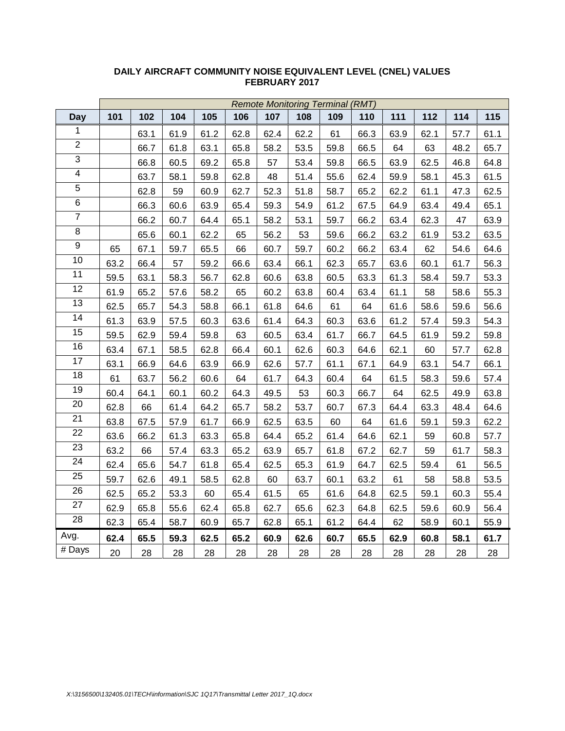**DAILY AIRCRAFT COMMUNITY NOISE EQUIVALENT LEVEL (CNEL) VALUES**
**FEBRUARY 2017**

| | *Remote Monitoring Terminal (RMT)* | | | | | | | | | | | | |
|---|---|---|---|---|---|---|---|---|---|---|---|---|---|
| **Day** | **101** | **102** | **104** | **105** | **106** | **107** | **108** | **109** | **110** | **111** | **112** | **114** | **115** |
| 1 | | 63.1 | 61.9 | 61.2 | 62.8 | 62.4 | 62.2 | 61 | 66.3 | 63.9 | 62.1 | 57.7 | 61.1 |
| 2 | | 66.7 | 61.8 | 63.1 | 65.8 | 58.2 | 53.5 | 59.8 | 66.5 | 64 | 63 | 48.2 | 65.7 |
| 3 | | 66.8 | 60.5 | 69.2 | 65.8 | 57 | 53.4 | 59.8 | 66.5 | 63.9 | 62.5 | 46.8 | 64.8 |
| 4 | | 63.7 | 58.1 | 59.8 | 62.8 | 48 | 51.4 | 55.6 | 62.4 | 59.9 | 58.1 | 45.3 | 61.5 |
| 5 | | 62.8 | 59 | 60.9 | 62.7 | 52.3 | 51.8 | 58.7 | 65.2 | 62.2 | 61.1 | 47.3 | 62.5 |
| 6 | | 66.3 | 60.6 | 63.9 | 65.4 | 59.3 | 54.9 | 61.2 | 67.5 | 64.9 | 63.4 | 49.4 | 65.1 |
| 7 | | 66.2 | 60.7 | 64.4 | 65.1 | 58.2 | 53.1 | 59.7 | 66.2 | 63.4 | 62.3 | 47 | 63.9 |
| 8 | | 65.6 | 60.1 | 62.2 | 65 | 56.2 | 53 | 59.6 | 66.2 | 63.2 | 61.9 | 53.2 | 63.5 |
| 9 | 65 | 67.1 | 59.7 | 65.5 | 66 | 60.7 | 59.7 | 60.2 | 66.2 | 63.4 | 62 | 54.6 | 64.6 |
| 10 | 63.2 | 66.4 | 57 | 59.2 | 66.6 | 63.4 | 66.1 | 62.3 | 65.7 | 63.6 | 60.1 | 61.7 | 56.3 |
| 11 | 59.5 | 63.1 | 58.3 | 56.7 | 62.8 | 60.6 | 63.8 | 60.5 | 63.3 | 61.3 | 58.4 | 59.7 | 53.3 |
| 12 | 61.9 | 65.2 | 57.6 | 58.2 | 65 | 60.2 | 63.8 | 60.4 | 63.4 | 61.1 | 58 | 58.6 | 55.3 |
| 13 | 62.5 | 65.7 | 54.3 | 58.8 | 66.1 | 61.8 | 64.6 | 61 | 64 | 61.6 | 58.6 | 59.6 | 56.6 |
| 14 | 61.3 | 63.9 | 57.5 | 60.3 | 63.6 | 61.4 | 64.3 | 60.3 | 63.6 | 61.2 | 57.4 | 59.3 | 54.3 |
| 15 | 59.5 | 62.9 | 59.4 | 59.8 | 63 | 60.5 | 63.4 | 61.7 | 66.7 | 64.5 | 61.9 | 59.2 | 59.8 |
| 16 | 63.4 | 67.1 | 58.5 | 62.8 | 66.4 | 60.1 | 62.6 | 60.3 | 64.6 | 62.1 | 60 | 57.7 | 62.8 |
| 17 | 63.1 | 66.9 | 64.6 | 63.9 | 66.9 | 62.6 | 57.7 | 61.1 | 67.1 | 64.9 | 63.1 | 54.7 | 66.1 |
| 18 | 61 | 63.7 | 56.2 | 60.6 | 64 | 61.7 | 64.3 | 60.4 | 64 | 61.5 | 58.3 | 59.6 | 57.4 |
| 19 | 60.4 | 64.1 | 60.1 | 60.2 | 64.3 | 49.5 | 53 | 60.3 | 66.7 | 64 | 62.5 | 49.9 | 63.8 |
| 20 | 62.8 | 66 | 61.4 | 64.2 | 65.7 | 58.2 | 53.7 | 60.7 | 67.3 | 64.4 | 63.3 | 48.4 | 64.6 |
| 21 | 63.8 | 67.5 | 57.9 | 61.7 | 66.9 | 62.5 | 63.5 | 60 | 64 | 61.6 | 59.1 | 59.3 | 62.2 |
| 22 | 63.6 | 66.2 | 61.3 | 63.3 | 65.8 | 64.4 | 65.2 | 61.4 | 64.6 | 62.1 | 59 | 60.8 | 57.7 |
| 23 | 63.2 | 66 | 57.4 | 63.3 | 65.2 | 63.9 | 65.7 | 61.8 | 67.2 | 62.7 | 59 | 61.7 | 58.3 |
| 24 | 62.4 | 65.6 | 54.7 | 61.8 | 65.4 | 62.5 | 65.3 | 61.9 | 64.7 | 62.5 | 59.4 | 61 | 56.5 |
| 25 | 59.7 | 62.6 | 49.1 | 58.5 | 62.8 | 60 | 63.7 | 60.1 | 63.2 | 61 | 58 | 58.8 | 53.5 |
| 26 | 62.5 | 65.2 | 53.3 | 60 | 65.4 | 61.5 | 65 | 61.6 | 64.8 | 62.5 | 59.1 | 60.3 | 55.4 |
| 27 | 62.9 | 65.8 | 55.6 | 62.4 | 65.8 | 62.7 | 65.6 | 62.3 | 64.8 | 62.5 | 59.6 | 60.9 | 56.4 |
| 28 | 62.3 | 65.4 | 58.7 | 60.9 | 65.7 | 62.8 | 65.1 | 61.2 | 64.4 | 62 | 58.9 | 60.1 | 55.9 |
| Avg. | **62.4** | **65.5** | **59.3** | **62.5** | **65.2** | **60.9** | **62.6** | **60.7** | **65.5** | **62.9** | **60.8** | **58.1** | **61.7** |
| # Days | 20 | 28 | 28 | 28 | 28 | 28 | 28 | 28 | 28 | 28 | 28 | 28 | 28 |

*X:\3156500\132405.01\TECH\information\SJC 1Q17\Transmittal Letter 2017_1Q.docx*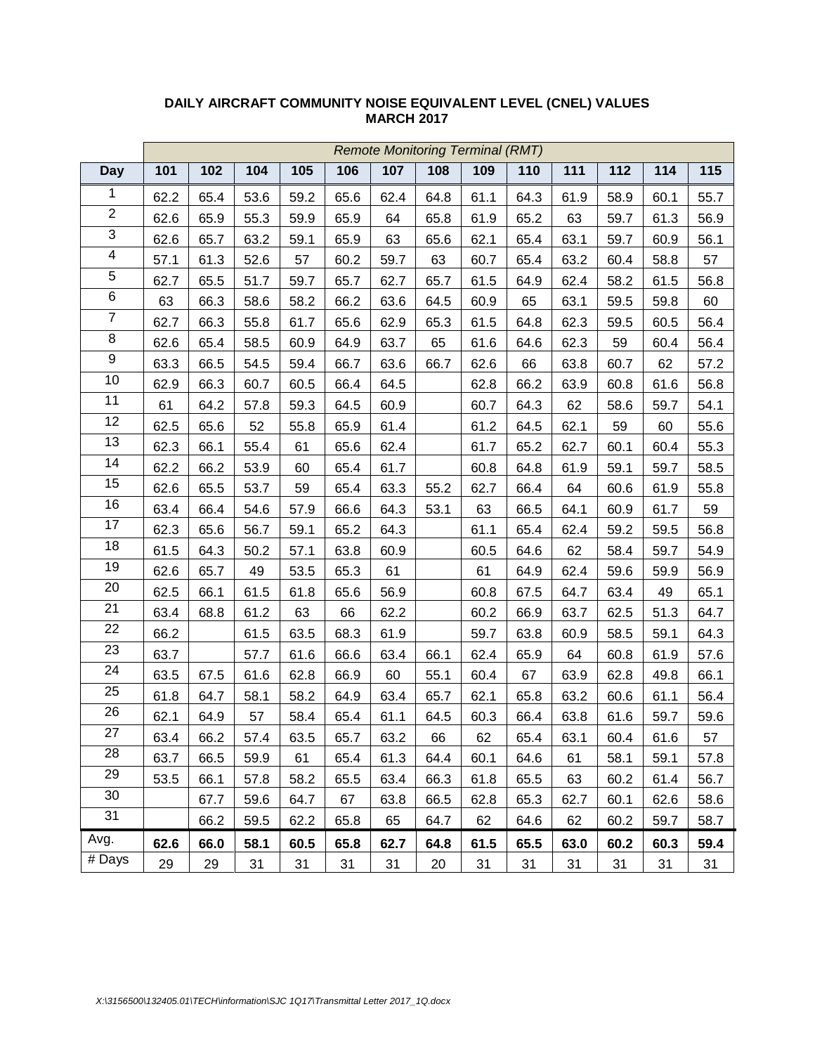**DAILY AIRCRAFT COMMUNITY NOISE EQUIVALENT LEVEL (CNEL) VALUES**
**MARCH 2017**

| | *Remote Monitoring Terminal (RMT)* | | | | | | | | | | | | |
|---|---|---|---|---|---|---|---|---|---|---|---|---|---|
| **Day** | **101** | **102** | **104** | **105** | **106** | **107** | **108** | **109** | **110** | **111** | **112** | **114** | **115** |
| 1 | 62.2 | 65.4 | 53.6 | 59.2 | 65.6 | 62.4 | 64.8 | 61.1 | 64.3 | 61.9 | 58.9 | 60.1 | 55.7 |
| 2 | 62.6 | 65.9 | 55.3 | 59.9 | 65.9 | 64 | 65.8 | 61.9 | 65.2 | 63 | 59.7 | 61.3 | 56.9 |
| 3 | 62.6 | 65.7 | 63.2 | 59.1 | 65.9 | 63 | 65.6 | 62.1 | 65.4 | 63.1 | 59.7 | 60.9 | 56.1 |
| 4 | 57.1 | 61.3 | 52.6 | 57 | 60.2 | 59.7 | 63 | 60.7 | 65.4 | 63.2 | 60.4 | 58.8 | 57 |
| 5 | 62.7 | 65.5 | 51.7 | 59.7 | 65.7 | 62.7 | 65.7 | 61.5 | 64.9 | 62.4 | 58.2 | 61.5 | 56.8 |
| 6 | 63 | 66.3 | 58.6 | 58.2 | 66.2 | 63.6 | 64.5 | 60.9 | 65 | 63.1 | 59.5 | 59.8 | 60 |
| 7 | 62.7 | 66.3 | 55.8 | 61.7 | 65.6 | 62.9 | 65.3 | 61.5 | 64.8 | 62.3 | 59.5 | 60.5 | 56.4 |
| 8 | 62.6 | 65.4 | 58.5 | 60.9 | 64.9 | 63.7 | 65 | 61.6 | 64.6 | 62.3 | 59 | 60.4 | 56.4 |
| 9 | 63.3 | 66.5 | 54.5 | 59.4 | 66.7 | 63.6 | 66.7 | 62.6 | 66 | 63.8 | 60.7 | 62 | 57.2 |
| 10 | 62.9 | 66.3 | 60.7 | 60.5 | 66.4 | 64.5 | | 62.8 | 66.2 | 63.9 | 60.8 | 61.6 | 56.8 |
| 11 | 61 | 64.2 | 57.8 | 59.3 | 64.5 | 60.9 | | 60.7 | 64.3 | 62 | 58.6 | 59.7 | 54.1 |
| 12 | 62.5 | 65.6 | 52 | 55.8 | 65.9 | 61.4 | | 61.2 | 64.5 | 62.1 | 59 | 60 | 55.6 |
| 13 | 62.3 | 66.1 | 55.4 | 61 | 65.6 | 62.4 | | 61.7 | 65.2 | 62.7 | 60.1 | 60.4 | 55.3 |
| 14 | 62.2 | 66.2 | 53.9 | 60 | 65.4 | 61.7 | | 60.8 | 64.8 | 61.9 | 59.1 | 59.7 | 58.5 |
| 15 | 62.6 | 65.5 | 53.7 | 59 | 65.4 | 63.3 | 55.2 | 62.7 | 66.4 | 64 | 60.6 | 61.9 | 55.8 |
| 16 | 63.4 | 66.4 | 54.6 | 57.9 | 66.6 | 64.3 | 53.1 | 63 | 66.5 | 64.1 | 60.9 | 61.7 | 59 |
| 17 | 62.3 | 65.6 | 56.7 | 59.1 | 65.2 | 64.3 | | 61.1 | 65.4 | 62.4 | 59.2 | 59.5 | 56.8 |
| 18 | 61.5 | 64.3 | 50.2 | 57.1 | 63.8 | 60.9 | | 60.5 | 64.6 | 62 | 58.4 | 59.7 | 54.9 |
| 19 | 62.6 | 65.7 | 49 | 53.5 | 65.3 | 61 | | 61 | 64.9 | 62.4 | 59.6 | 59.9 | 56.9 |
| 20 | 62.5 | 66.1 | 61.5 | 61.8 | 65.6 | 56.9 | | 60.8 | 67.5 | 64.7 | 63.4 | 49 | 65.1 |
| 21 | 63.4 | 68.8 | 61.2 | 63 | 66 | 62.2 | | 60.2 | 66.9 | 63.7 | 62.5 | 51.3 | 64.7 |
| 22 | 66.2 | | 61.5 | 63.5 | 68.3 | 61.9 | | 59.7 | 63.8 | 60.9 | 58.5 | 59.1 | 64.3 |
| 23 | 63.7 | | 57.7 | 61.6 | 66.6 | 63.4 | 66.1 | 62.4 | 65.9 | 64 | 60.8 | 61.9 | 57.6 |
| 24 | 63.5 | 67.5 | 61.6 | 62.8 | 66.9 | 60 | 55.1 | 60.4 | 67 | 63.9 | 62.8 | 49.8 | 66.1 |
| 25 | 61.8 | 64.7 | 58.1 | 58.2 | 64.9 | 63.4 | 65.7 | 62.1 | 65.8 | 63.2 | 60.6 | 61.1 | 56.4 |
| 26 | 62.1 | 64.9 | 57 | 58.4 | 65.4 | 61.1 | 64.5 | 60.3 | 66.4 | 63.8 | 61.6 | 59.7 | 59.6 |
| 27 | 63.4 | 66.2 | 57.4 | 63.5 | 65.7 | 63.2 | 66 | 62 | 65.4 | 63.1 | 60.4 | 61.6 | 57 |
| 28 | 63.7 | 66.5 | 59.9 | 61 | 65.4 | 61.3 | 64.4 | 60.1 | 64.6 | 61 | 58.1 | 59.1 | 57.8 |
| 29 | 53.5 | 66.1 | 57.8 | 58.2 | 65.5 | 63.4 | 66.3 | 61.8 | 65.5 | 63 | 60.2 | 61.4 | 56.7 |
| 30 | | 67.7 | 59.6 | 64.7 | 67 | 63.8 | 66.5 | 62.8 | 65.3 | 62.7 | 60.1 | 62.6 | 58.6 |
| 31 | | 66.2 | 59.5 | 62.2 | 65.8 | 65 | 64.7 | 62 | 64.6 | 62 | 60.2 | 59.7 | 58.7 |
| Avg. | **62.6** | **66.0** | **58.1** | **60.5** | **65.8** | **62.7** | **64.8** | **61.5** | **65.5** | **63.0** | **60.2** | **60.3** | **59.4** |
| # Days | 29 | 29 | 31 | 31 | 31 | 31 | 20 | 31 | 31 | 31 | 31 | 31 | 31 |

*X:\3156500\132405.01\TECH\information\SJC 1Q17\Transmittal Letter 2017_1Q.docx*